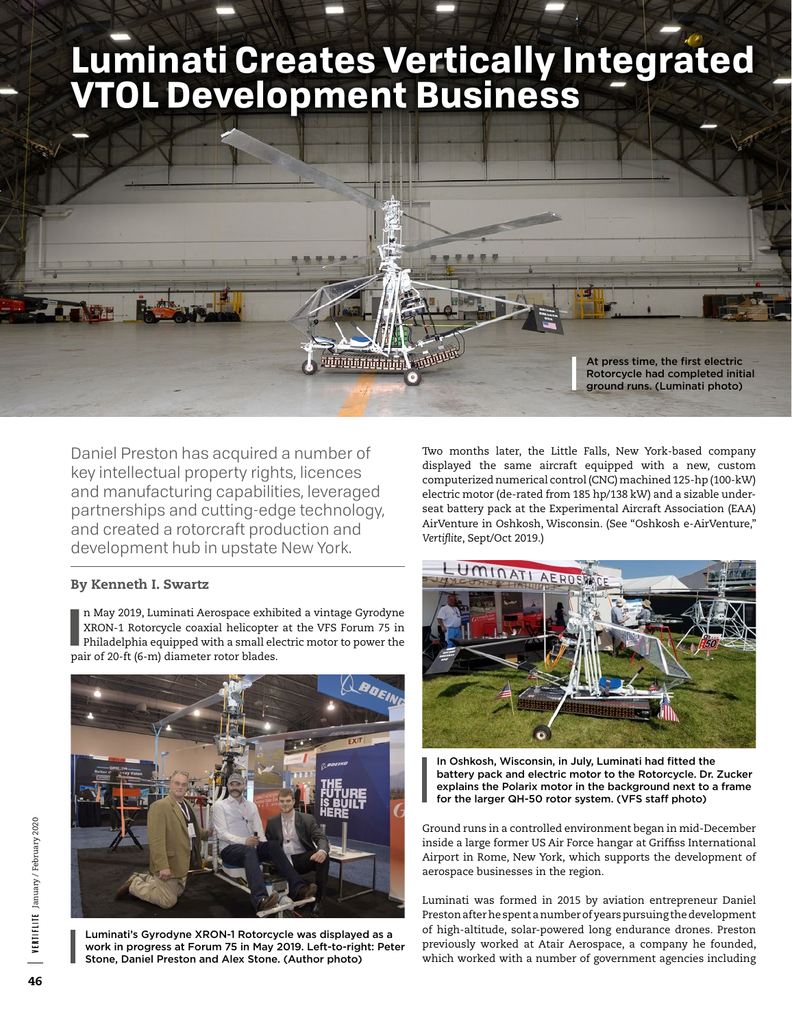# Luminati Creates Vertically Integrated VTOL Development Business

At press time, the first electric Rotorcycle had completed initial ground runs. (Luminati photo)

Daniel Preston has acquired a number of key intellectual property rights, licences and manufacturing capabilities, leveraged partnerships and cutting-edge technology, and created a rotorcraft production and development hub in upstate New York.

**By Kenneth I. Swartz**

In May 2019, Luminati Aerospace exhibited a vintage Gyrodyne XRON-1 Rotorcycle coaxial helicopter at the VFS Forum 75 in Philadelphia equipped with a small electric motor to power the pair of 20-ft (6-m) diameter rotor blades.

Luminati's Gyrodyne XRON-1 Rotorcycle was displayed as a work in progress at Forum 75 in May 2019. Left-to-right: Peter Stone, Daniel Preston and Alex Stone. (Author photo)

Two months later, the Little Falls, New York-based company displayed the same aircraft equipped with a new, custom computerized numerical control (CNC) machined 125-hp (100-kW) electric motor (de-rated from 185 hp/138 kW) and a sizable under-seat battery pack at the Experimental Aircraft Association (EAA) AirVenture in Oshkosh, Wisconsin. (See "Oshkosh e-AirVenture," *Vertiflite*, Sept/Oct 2019.)

In Oshkosh, Wisconsin, in July, Luminati had fitted the battery pack and electric motor to the Rotorcycle. Dr. Zucker explains the Polarix motor in the background next to a frame for the larger QH-50 rotor system. (VFS staff photo)

Ground runs in a controlled environment began in mid-December inside a large former US Air Force hangar at Griffiss International Airport in Rome, New York, which supports the development of aerospace businesses in the region.

Luminati was formed in 2015 by aviation entrepreneur Daniel Preston after he spent a number of years pursuing the development of high-altitude, solar-powered long endurance drones. Preston previously worked at Atair Aerospace, a company he founded, which worked with a number of government agencies including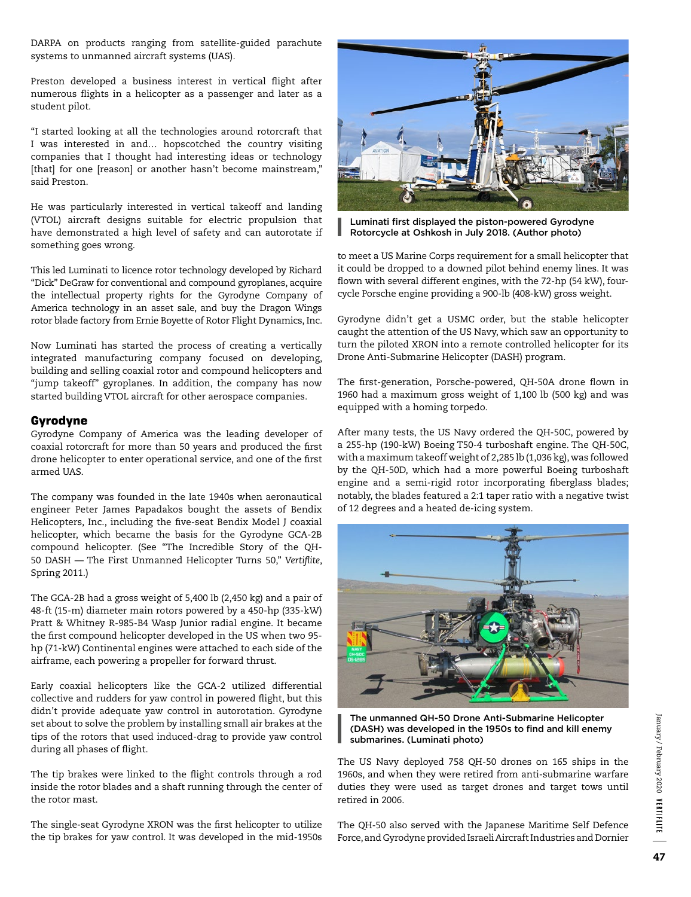DARPA on products ranging from satellite-guided parachute systems to unmanned aircraft systems (UAS).

Preston developed a business interest in vertical flight after numerous flights in a helicopter as a passenger and later as a student pilot.

"I started looking at all the technologies around rotorcraft that I was interested in and… hopscotched the country visiting companies that I thought had interesting ideas or technology [that] for one [reason] or another hasn't become mainstream," said Preston.

He was particularly interested in vertical takeoff and landing (VTOL) aircraft designs suitable for electric propulsion that have demonstrated a high level of safety and can autorotate if something goes wrong.

This led Luminati to licence rotor technology developed by Richard "Dick" DeGraw for conventional and compound gyroplanes, acquire the intellectual property rights for the Gyrodyne Company of America technology in an asset sale, and buy the Dragon Wings rotor blade factory from Ernie Boyette of Rotor Flight Dynamics, Inc.

Now Luminati has started the process of creating a vertically integrated manufacturing company focused on developing, building and selling coaxial rotor and compound helicopters and "jump takeoff" gyroplanes. In addition, the company has now started building VTOL aircraft for other aerospace companies.

## Gyrodyne

Gyrodyne Company of America was the leading developer of coaxial rotorcraft for more than 50 years and produced the first drone helicopter to enter operational service, and one of the first armed UAS.

The company was founded in the late 1940s when aeronautical engineer Peter James Papadakos bought the assets of Bendix Helicopters, Inc., including the five-seat Bendix Model J coaxial helicopter, which became the basis for the Gyrodyne GCA-2B compound helicopter. (See "The Incredible Story of the QH-50 DASH — The First Unmanned Helicopter Turns 50," *Vertiflite*, Spring 2011.)

The GCA-2B had a gross weight of 5,400 lb (2,450 kg) and a pair of 48-ft (15-m) diameter main rotors powered by a 450-hp (335-kW) Pratt & Whitney R-985-B4 Wasp Junior radial engine. It became the first compound helicopter developed in the US when two 95-hp (71-kW) Continental engines were attached to each side of the airframe, each powering a propeller for forward thrust.

Early coaxial helicopters like the GCA-2 utilized differential collective and rudders for yaw control in powered flight, but this didn't provide adequate yaw control in autorotation. Gyrodyne set about to solve the problem by installing small air brakes at the tips of the rotors that used induced-drag to provide yaw control during all phases of flight.

The tip brakes were linked to the flight controls through a rod inside the rotor blades and a shaft running through the center of the rotor mast.

The single-seat Gyrodyne XRON was the first helicopter to utilize the tip brakes for yaw control. It was developed in the mid-1950s to meet a US Marine Corps requirement for a small helicopter that it could be dropped to a downed pilot behind enemy lines. It was flown with several different engines, with the 72-hp (54 kW), four-cycle Porsche engine providing a 900-lb (408-kW) gross weight.

**Luminati first displayed the piston-powered Gyrodyne Rotorcycle at Oshkosh in July 2018. (Author photo)**

Gyrodyne didn't get a USMC order, but the stable helicopter caught the attention of the US Navy, which saw an opportunity to turn the piloted XRON into a remote controlled helicopter for its Drone Anti-Submarine Helicopter (DASH) program.

The first-generation, Porsche-powered, QH-50A drone flown in 1960 had a maximum gross weight of 1,100 lb (500 kg) and was equipped with a homing torpedo.

After many tests, the US Navy ordered the QH-50C, powered by a 255-hp (190-kW) Boeing T50-4 turboshaft engine. The QH-50C, with a maximum takeoff weight of 2,285 lb (1,036 kg), was followed by the QH-50D, which had a more powerful Boeing turboshaft engine and a semi-rigid rotor incorporating fiberglass blades; notably, the blades featured a 2:1 taper ratio with a negative twist of 12 degrees and a heated de-icing system.

**The unmanned QH-50 Drone Anti-Submarine Helicopter (DASH) was developed in the 1950s to find and kill enemy submarines. (Luminati photo)**

The US Navy deployed 758 QH-50 drones on 165 ships in the 1960s, and when they were retired from anti-submarine warfare duties they were used as target drones and target tows until retired in 2006.

The QH-50 also served with the Japanese Maritime Self Defence Force, and Gyrodyne provided Israeli Aircraft Industries and Dornier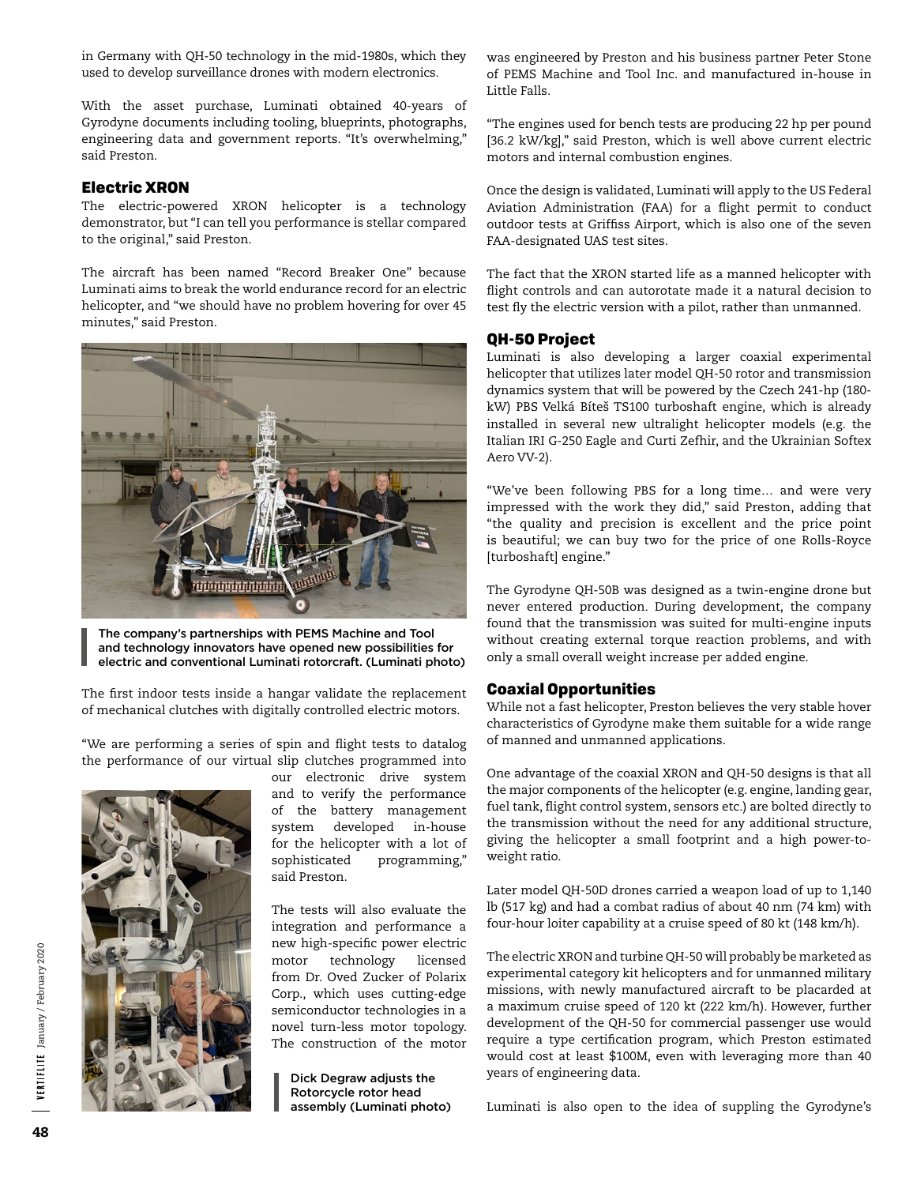in Germany with QH-50 technology in the mid-1980s, which they used to develop surveillance drones with modern electronics.

With the asset purchase, Luminati obtained 40-years of Gyrodyne documents including tooling, blueprints, photographs, engineering data and government reports. "It's overwhelming," said Preston.

## Electric XRON

The electric-powered XRON helicopter is a technology demonstrator, but "I can tell you performance is stellar compared to the original," said Preston.

The aircraft has been named "Record Breaker One" because Luminati aims to break the world endurance record for an electric helicopter, and "we should have no problem hovering for over 45 minutes," said Preston.

The company's partnerships with PEMS Machine and Tool and technology innovators have opened new possibilities for electric and conventional Luminati rotorcraft. (Luminati photo)

The first indoor tests inside a hangar validate the replacement of mechanical clutches with digitally controlled electric motors.

"We are performing a series of spin and flight tests to datalog the performance of our virtual slip clutches programmed into our electronic drive system and to verify the performance of the battery management system developed in-house for the helicopter with a lot of sophisticated programming," said Preston.

The tests will also evaluate the integration and performance a new high-specific power electric motor technology licensed from Dr. Oved Zucker of Polarix Corp., which uses cutting-edge semiconductor technologies in a novel turn-less motor topology. The construction of the motor was engineered by Preston and his business partner Peter Stone of PEMS Machine and Tool Inc. and manufactured in-house in Little Falls.

Dick Degraw adjusts the Rotorcycle rotor head assembly (Luminati photo)

"The engines used for bench tests are producing 22 hp per pound [36.2 kW/kg]," said Preston, which is well above current electric motors and internal combustion engines.

Once the design is validated, Luminati will apply to the US Federal Aviation Administration (FAA) for a flight permit to conduct outdoor tests at Griffiss Airport, which is also one of the seven FAA-designated UAS test sites.

The fact that the XRON started life as a manned helicopter with flight controls and can autorotate made it a natural decision to test fly the electric version with a pilot, rather than unmanned.

## QH-50 Project

Luminati is also developing a larger coaxial experimental helicopter that utilizes later model QH-50 rotor and transmission dynamics system that will be powered by the Czech 241-hp (180-kW) PBS Velká Bíteš TS100 turboshaft engine, which is already installed in several new ultralight helicopter models (e.g. the Italian IRI G-250 Eagle and Curti Zefhir, and the Ukrainian Softex Aero VV-2).

"We've been following PBS for a long time… and were very impressed with the work they did," said Preston, adding that "the quality and precision is excellent and the price point is beautiful; we can buy two for the price of one Rolls-Royce [turboshaft] engine."

The Gyrodyne QH-50B was designed as a twin-engine drone but never entered production. During development, the company found that the transmission was suited for multi-engine inputs without creating external torque reaction problems, and with only a small overall weight increase per added engine.

## Coaxial Opportunities

While not a fast helicopter, Preston believes the very stable hover characteristics of Gyrodyne make them suitable for a wide range of manned and unmanned applications.

One advantage of the coaxial XRON and QH-50 designs is that all the major components of the helicopter (e.g. engine, landing gear, fuel tank, flight control system, sensors etc.) are bolted directly to the transmission without the need for any additional structure, giving the helicopter a small footprint and a high power-to-weight ratio.

Later model QH-50D drones carried a weapon load of up to 1,140 lb (517 kg) and had a combat radius of about 40 nm (74 km) with four-hour loiter capability at a cruise speed of 80 kt (148 km/h).

The electric XRON and turbine QH-50 will probably be marketed as experimental category kit helicopters and for unmanned military missions, with newly manufactured aircraft to be placarded at a maximum cruise speed of 120 kt (222 km/h). However, further development of the QH-50 for commercial passenger use would require a type certification program, which Preston estimated would cost at least $100M, even with leveraging more than 40 years of engineering data.

Luminati is also open to the idea of suppling the Gyrodyne's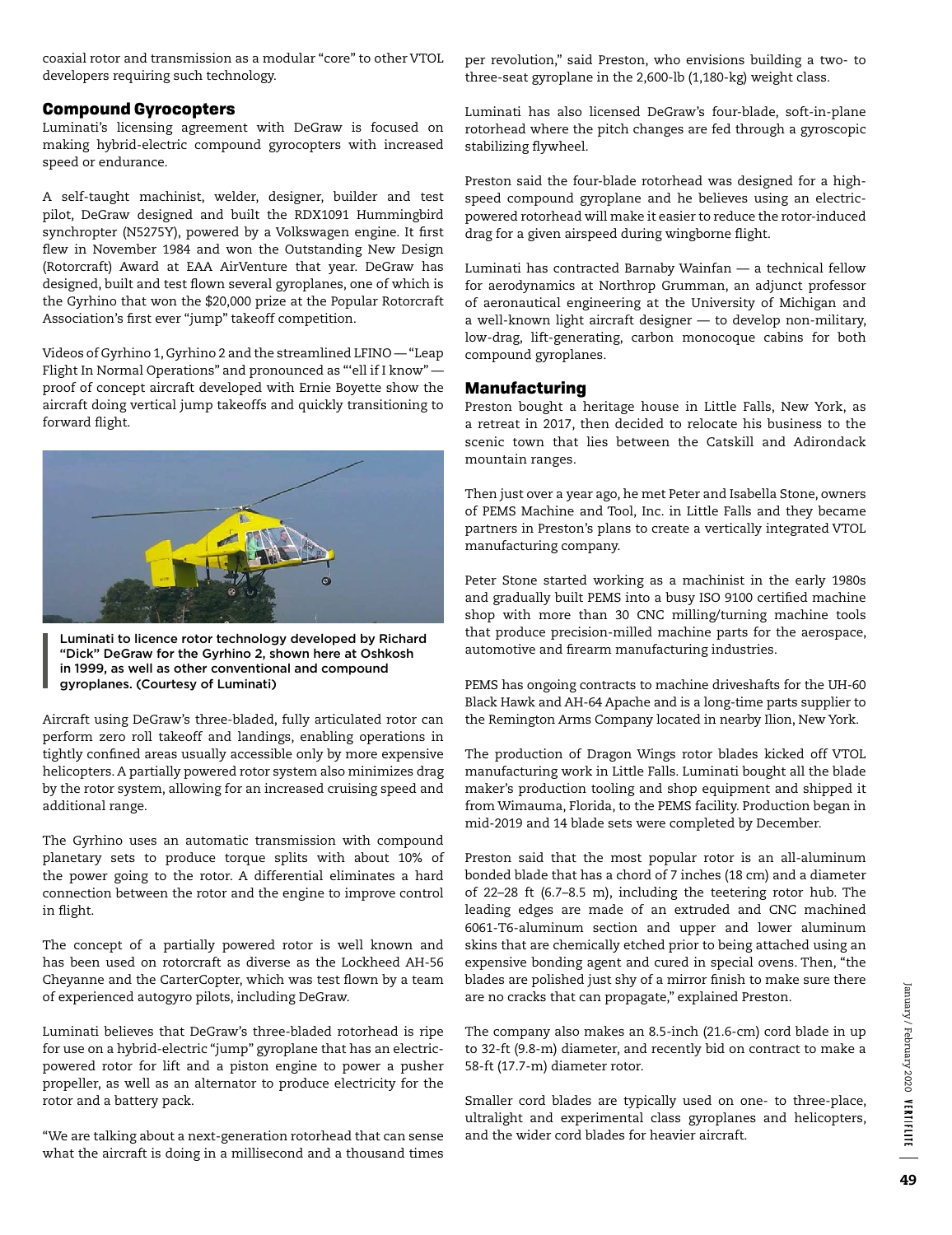coaxial rotor and transmission as a modular "core" to other VTOL developers requiring such technology.

## Compound Gyrocopters

Luminati's licensing agreement with DeGraw is focused on making hybrid-electric compound gyrocopters with increased speed or endurance.

A self-taught machinist, welder, designer, builder and test pilot, DeGraw designed and built the RDX1091 Hummingbird synchropter (N5275Y), powered by a Volkswagen engine. It first flew in November 1984 and won the Outstanding New Design (Rotorcraft) Award at EAA AirVenture that year. DeGraw has designed, built and test flown several gyroplanes, one of which is the Gyrhino that won the $20,000 prize at the Popular Rotorcraft Association's first ever "jump" takeoff competition.

Videos of Gyrhino 1, Gyrhino 2 and the streamlined LFINO — "Leap Flight In Normal Operations" and pronounced as "'ell if I know" — proof of concept aircraft developed with Ernie Boyette show the aircraft doing vertical jump takeoffs and quickly transitioning to forward flight.

Luminati to licence rotor technology developed by Richard "Dick" DeGraw for the Gyrhino 2, shown here at Oshkosh in 1999, as well as other conventional and compound gyroplanes. (Courtesy of Luminati)

Aircraft using DeGraw's three-bladed, fully articulated rotor can perform zero roll takeoff and landings, enabling operations in tightly confined areas usually accessible only by more expensive helicopters. A partially powered rotor system also minimizes drag by the rotor system, allowing for an increased cruising speed and additional range.

The Gyrhino uses an automatic transmission with compound planetary sets to produce torque splits with about 10% of the power going to the rotor. A differential eliminates a hard connection between the rotor and the engine to improve control in flight.

The concept of a partially powered rotor is well known and has been used on rotorcraft as diverse as the Lockheed AH-56 Cheyenne and the CarterCopter, which was test flown by a team of experienced autogyro pilots, including DeGraw.

Luminati believes that DeGraw's three-bladed rotorhead is ripe for use on a hybrid-electric "jump" gyroplane that has an electric-powered rotor for lift and a piston engine to power a pusher propeller, as well as an alternator to produce electricity for the rotor and a battery pack.

"We are talking about a next-generation rotorhead that can sense what the aircraft is doing in a millisecond and a thousand times per revolution," said Preston, who envisions building a two- to three-seat gyroplane in the 2,600-lb (1,180-kg) weight class.

Luminati has also licensed DeGraw's four-blade, soft-in-plane rotorhead where the pitch changes are fed through a gyroscopic stabilizing flywheel.

Preston said the four-blade rotorhead was designed for a high-speed compound gyroplane and he believes using an electric-powered rotorhead will make it easier to reduce the rotor-induced drag for a given airspeed during wingborne flight.

Luminati has contracted Barnaby Wainfan — a technical fellow for aerodynamics at Northrop Grumman, an adjunct professor of aeronautical engineering at the University of Michigan and a well-known light aircraft designer — to develop non-military, low-drag, lift-generating, carbon monocoque cabins for both compound gyroplanes.

## Manufacturing

Preston bought a heritage house in Little Falls, New York, as a retreat in 2017, then decided to relocate his business to the scenic town that lies between the Catskill and Adirondack mountain ranges.

Then just over a year ago, he met Peter and Isabella Stone, owners of PEMS Machine and Tool, Inc. in Little Falls and they became partners in Preston's plans to create a vertically integrated VTOL manufacturing company.

Peter Stone started working as a machinist in the early 1980s and gradually built PEMS into a busy ISO 9100 certified machine shop with more than 30 CNC milling/turning machine tools that produce precision-milled machine parts for the aerospace, automotive and firearm manufacturing industries.

PEMS has ongoing contracts to machine driveshafts for the UH-60 Black Hawk and AH-64 Apache and is a long-time parts supplier to the Remington Arms Company located in nearby Ilion, New York.

The production of Dragon Wings rotor blades kicked off VTOL manufacturing work in Little Falls. Luminati bought all the blade maker's production tooling and shop equipment and shipped it from Wimauma, Florida, to the PEMS facility. Production began in mid-2019 and 14 blade sets were completed by December.

Preston said that the most popular rotor is an all-aluminum bonded blade that has a chord of 7 inches (18 cm) and a diameter of 22–28 ft (6.7–8.5 m), including the teetering rotor hub. The leading edges are made of an extruded and CNC machined 6061-T6-aluminum section and upper and lower aluminum skins that are chemically etched prior to being attached using an expensive bonding agent and cured in special ovens. Then, "the blades are polished just shy of a mirror finish to make sure there are no cracks that can propagate," explained Preston.

The company also makes an 8.5-inch (21.6-cm) cord blade in up to 32-ft (9.8-m) diameter, and recently bid on contract to make a 58-ft (17.7-m) diameter rotor.

Smaller cord blades are typically used on one- to three-place, ultralight and experimental class gyroplanes and helicopters, and the wider cord blades for heavier aircraft.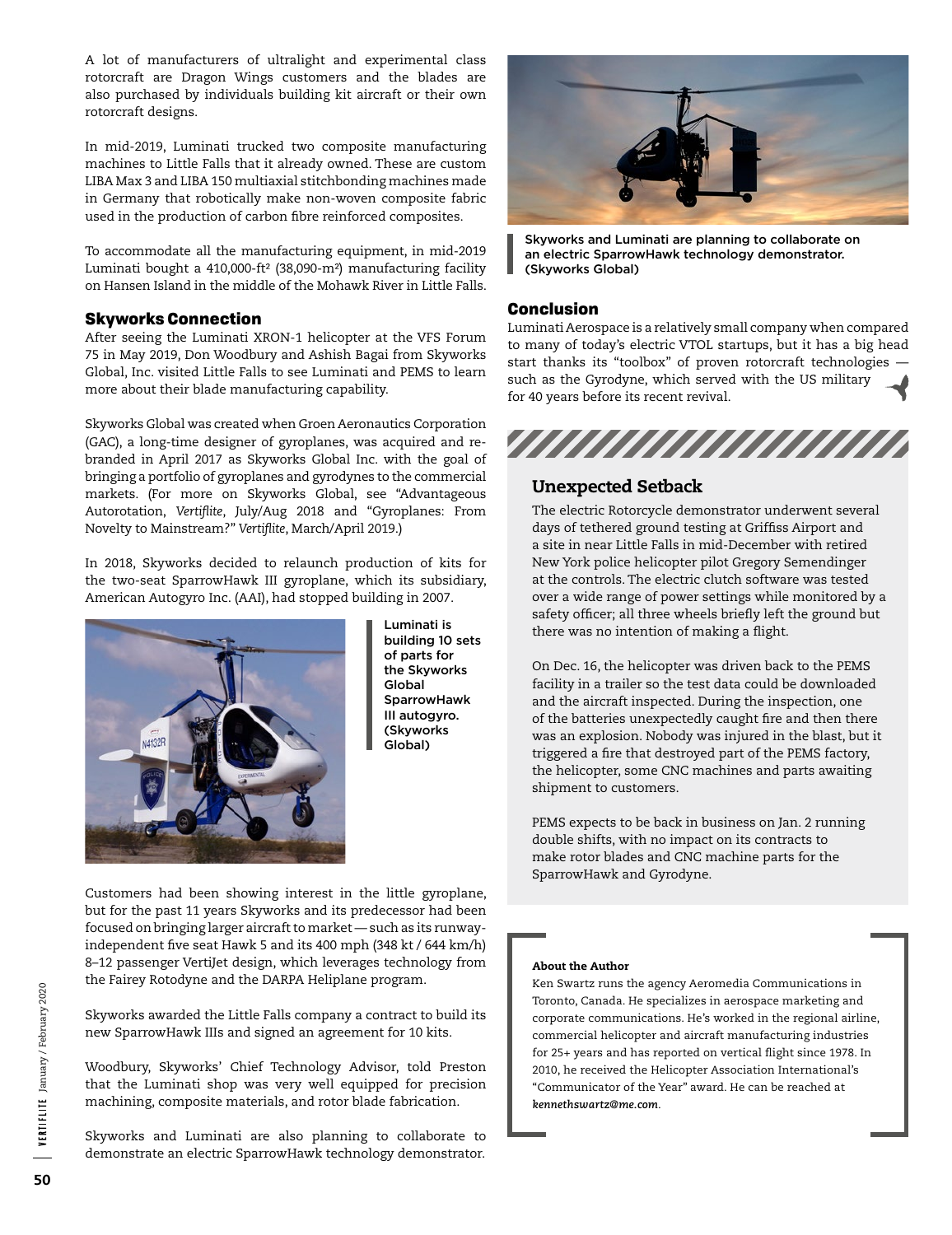A lot of manufacturers of ultralight and experimental class rotorcraft are Dragon Wings customers and the blades are also purchased by individuals building kit aircraft or their own rotorcraft designs.

In mid-2019, Luminati trucked two composite manufacturing machines to Little Falls that it already owned. These are custom LIBA Max 3 and LIBA 150 multiaxial stitchbonding machines made in Germany that robotically make non-woven composite fabric used in the production of carbon fibre reinforced composites.

To accommodate all the manufacturing equipment, in mid-2019 Luminati bought a 410,000-ft² (38,090-m²) manufacturing facility on Hansen Island in the middle of the Mohawk River in Little Falls.

## Skyworks Connection

After seeing the Luminati XRON-1 helicopter at the VFS Forum 75 in May 2019, Don Woodbury and Ashish Bagai from Skyworks Global, Inc. visited Little Falls to see Luminati and PEMS to learn more about their blade manufacturing capability.

Skyworks Global was created when Groen Aeronautics Corporation (GAC), a long-time designer of gyroplanes, was acquired and re-branded in April 2017 as Skyworks Global Inc. with the goal of bringing a portfolio of gyroplanes and gyrodynes to the commercial markets. (For more on Skyworks Global, see "Advantageous Autorotation, *Vertiflite*, July/Aug 2018 and "Gyroplanes: From Novelty to Mainstream?" *Vertiflite*, March/April 2019.)

In 2018, Skyworks decided to relaunch production of kits for the two-seat SparrowHawk III gyroplane, which its subsidiary, American Autogyro Inc. (AAI), had stopped building in 2007.

**Luminati is building 10 sets of parts for the Skyworks Global SparrowHawk III autogyro. (Skyworks Global)**

Customers had been showing interest in the little gyroplane, but for the past 11 years Skyworks and its predecessor had been focused on bringing larger aircraft to market — such as its runway-independent five seat Hawk 5 and its 400 mph (348 kt / 644 km/h) 8–12 passenger VertiJet design, which leverages technology from the Fairey Rotodyne and the DARPA Heliplane program.

Skyworks awarded the Little Falls company a contract to build its new SparrowHawk IIIs and signed an agreement for 10 kits.

Woodbury, Skyworks' Chief Technology Advisor, told Preston that the Luminati shop was very well equipped for precision machining, composite materials, and rotor blade fabrication.

Skyworks and Luminati are also planning to collaborate to demonstrate an electric SparrowHawk technology demonstrator.

**Skyworks and Luminati are planning to collaborate on an electric SparrowHawk technology demonstrator. (Skyworks Global)**

## Conclusion

Luminati Aerospace is a relatively small company when compared to many of today's electric VTOL startups, but it has a big head start thanks its "toolbox" of proven rotorcraft technologies — such as the Gyrodyne, which served with the US military for 40 years before its recent revival.

## Unexpected Setback

The electric Rotorcycle demonstrator underwent several days of tethered ground testing at Griffiss Airport and a site in near Little Falls in mid-December with retired New York police helicopter pilot Gregory Semendinger at the controls. The electric clutch software was tested over a wide range of power settings while monitored by a safety officer; all three wheels briefly left the ground but there was no intention of making a flight.

On Dec. 16, the helicopter was driven back to the PEMS facility in a trailer so the test data could be downloaded and the aircraft inspected. During the inspection, one of the batteries unexpectedly caught fire and then there was an explosion. Nobody was injured in the blast, but it triggered a fire that destroyed part of the PEMS factory, the helicopter, some CNC machines and parts awaiting shipment to customers.

PEMS expects to be back in business on Jan. 2 running double shifts, with no impact on its contracts to make rotor blades and CNC machine parts for the SparrowHawk and Gyrodyne.

**About the Author**

Ken Swartz runs the agency Aeromedia Communications in Toronto, Canada. He specializes in aerospace marketing and corporate communications. He's worked in the regional airline, commercial helicopter and aircraft manufacturing industries for 25+ years and has reported on vertical flight since 1978. In 2010, he received the Helicopter Association International's "Communicator of the Year" award. He can be reached at *kennethswartz@me.com*.